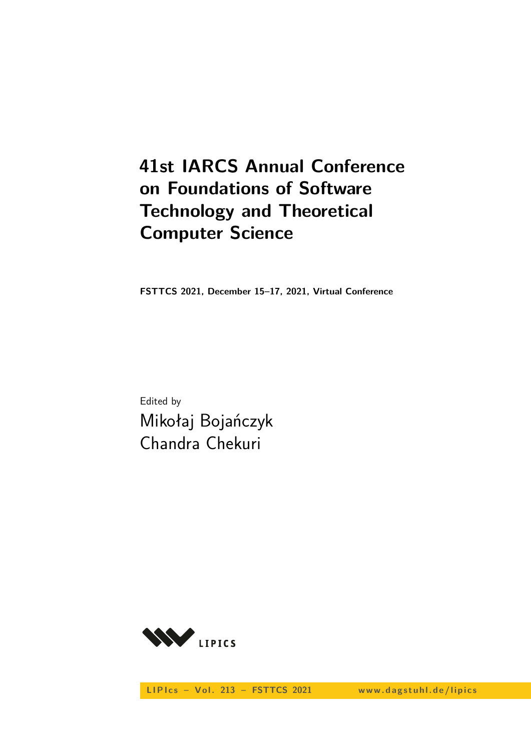# 41st IARCS Annual Conference on Foundations of Software Technology and Theoretical Computer Science

**FSTTCS 2021, December 15–17, 2021, Virtual Conference**

Edited by

Mikołaj Bojańczyk
Chandra Chekuri

LIPIcs

LIPIcs – Vol. 213 – FSTTCS 2021 www.dagstuhl.de/lipics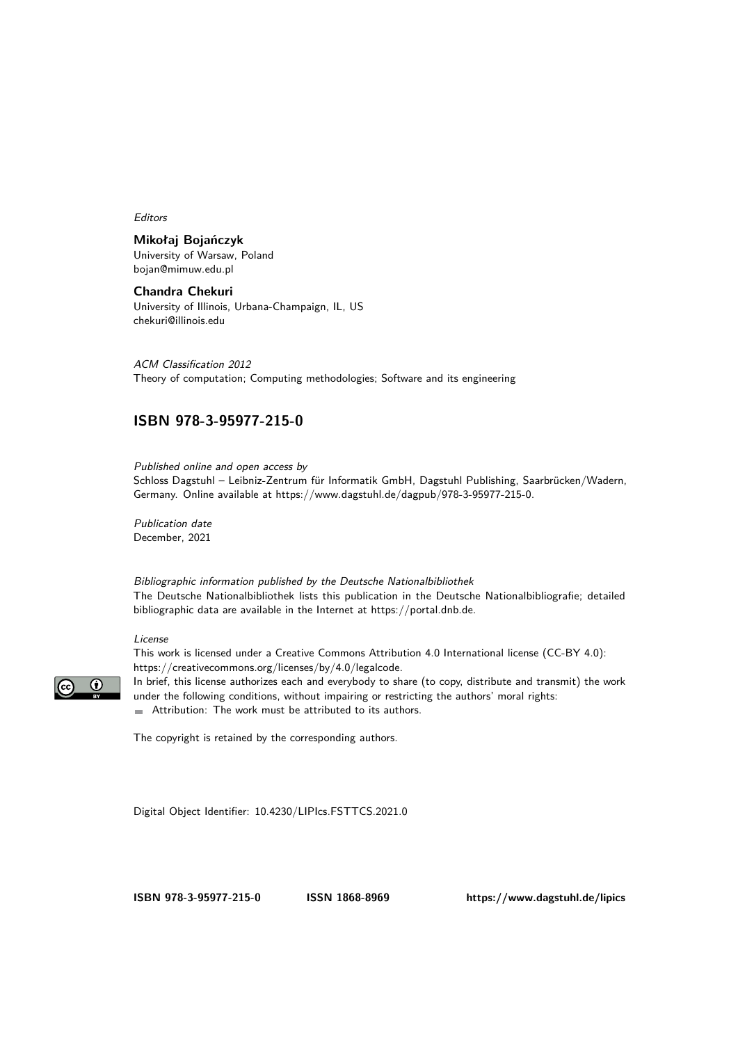*Editors*

**Mikołaj Bojańczyk**
University of Warsaw, Poland
bojan@mimuw.edu.pl

**Chandra Chekuri**
University of Illinois, Urbana-Champaign, IL, US
chekuri@illinois.edu

*ACM Classification 2012*
Theory of computation; Computing methodologies; Software and its engineering

## ISBN 978-3-95977-215-0

*Published online and open access by*
Schloss Dagstuhl – Leibniz-Zentrum für Informatik GmbH, Dagstuhl Publishing, Saarbrücken/Wadern, Germany. Online available at https://www.dagstuhl.de/dagpub/978-3-95977-215-0.

*Publication date*
December, 2021

*Bibliographic information published by the Deutsche Nationalbibliothek*
The Deutsche Nationalbibliothek lists this publication in the Deutsche Nationalbibliografie; detailed bibliographic data are available in the Internet at https://portal.dnb.de.

*License*
This work is licensed under a Creative Commons Attribution 4.0 International license (CC-BY 4.0): https://creativecommons.org/licenses/by/4.0/legalcode.
In brief, this license authorizes each and everybody to share (to copy, distribute and transmit) the work under the following conditions, without impairing or restricting the authors' moral rights:

- Attribution: The work must be attributed to its authors.

The copyright is retained by the corresponding authors.

Digital Object Identifier: 10.4230/LIPIcs.FSTTCS.2021.0

**ISBN 978-3-95977-215-0** **ISSN 1868-8969** **https://www.dagstuhl.de/lipics**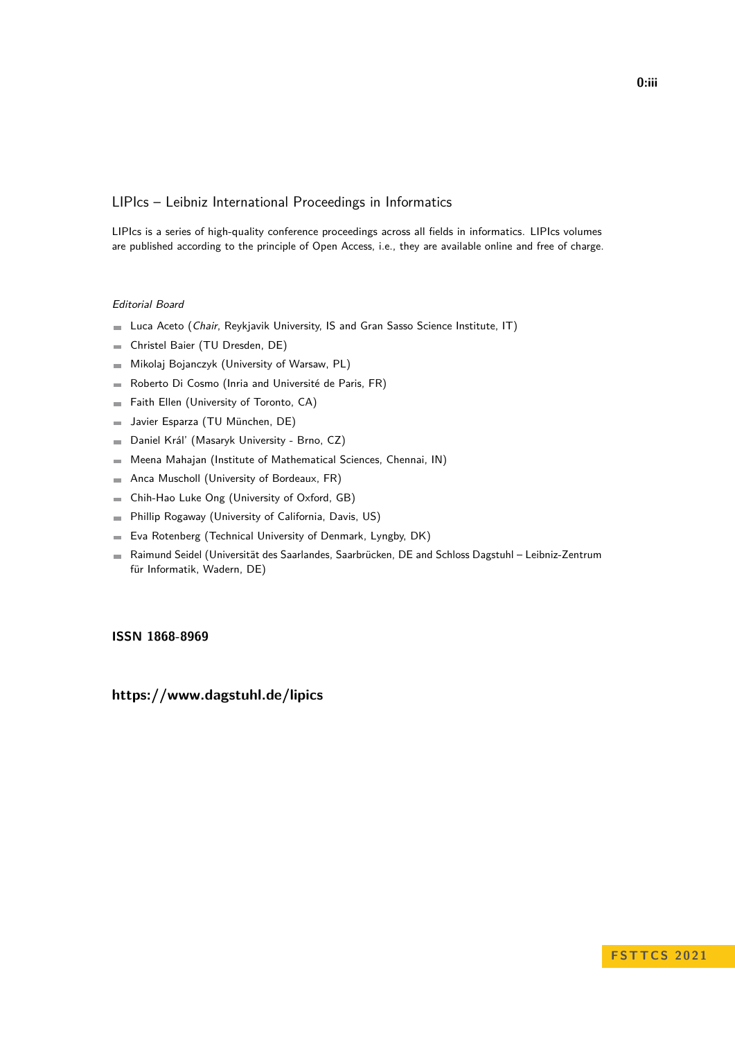# LIPIcs – Leibniz International Proceedings in Informatics

LIPIcs is a series of high-quality conference proceedings across all fields in informatics. LIPIcs volumes are published according to the principle of Open Access, i.e., they are available online and free of charge.

*Editorial Board*

- Luca Aceto (*Chair*, Reykjavik University, IS and Gran Sasso Science Institute, IT)
- Christel Baier (TU Dresden, DE)
- Mikolaj Bojanczyk (University of Warsaw, PL)
- Roberto Di Cosmo (Inria and Université de Paris, FR)
- Faith Ellen (University of Toronto, CA)
- Javier Esparza (TU München, DE)
- Daniel Král' (Masaryk University - Brno, CZ)
- Meena Mahajan (Institute of Mathematical Sciences, Chennai, IN)
- Anca Muscholl (University of Bordeaux, FR)
- Chih-Hao Luke Ong (University of Oxford, GB)
- Phillip Rogaway (University of California, Davis, US)
- Eva Rotenberg (Technical University of Denmark, Lyngby, DK)
- Raimund Seidel (Universität des Saarlandes, Saarbrücken, DE and Schloss Dagstuhl – Leibniz-Zentrum für Informatik, Wadern, DE)

**ISSN 1868-8969**

**https://www.dagstuhl.de/lipics**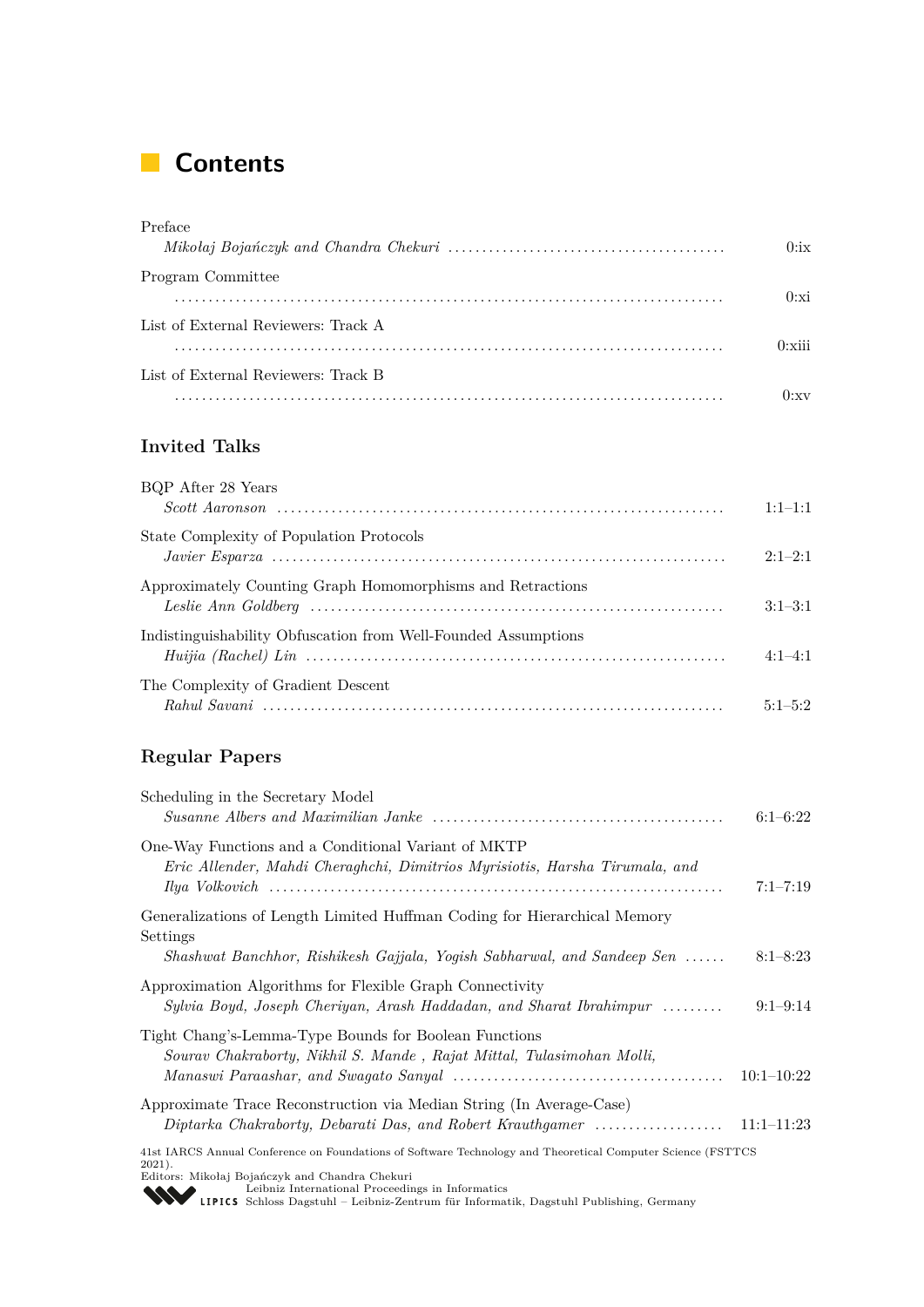# Contents

Preface
*Mikołaj Bojańczyk and Chandra Chekuri* ........................................ 0:ix

Program Committee
........................................................................ 0:xi

List of External Reviewers: Track A
........................................................................ 0:xiii

List of External Reviewers: Track B
........................................................................ 0:xv

## Invited Talks

BQP After 28 Years
*Scott Aaronson* ........................................................ 1:1–1:1

State Complexity of Population Protocols
*Javier Esparza* ........................................................ 2:1–2:1

Approximately Counting Graph Homomorphisms and Retractions
*Leslie Ann Goldberg* .................................................. 3:1–3:1

Indistinguishability Obfuscation from Well-Founded Assumptions
*Huijia (Rachel) Lin* .................................................. 4:1–4:1

The Complexity of Gradient Descent
*Rahul Savani* ........................................................ 5:1–5:2

## Regular Papers

Scheduling in the Secretary Model
*Susanne Albers and Maximilian Janke* .................................. 6:1–6:22

One-Way Functions and a Conditional Variant of MKTP
*Eric Allender, Mahdi Cheraghchi, Dimitrios Myrisiotis, Harsha Tirumala, and Ilya Volkovich* ........................................................ 7:1–7:19

Generalizations of Length Limited Huffman Coding for Hierarchical Memory Settings
*Shashwat Banchhor, Rishikesh Gajjala, Yogish Sabharwal, and Sandeep Sen* ...... 8:1–8:23

Approximation Algorithms for Flexible Graph Connectivity
*Sylvia Boyd, Joseph Cheriyan, Arash Haddadan, and Sharat Ibrahimpur* ......... 9:1–9:14

Tight Chang's-Lemma-Type Bounds for Boolean Functions
*Sourav Chakraborty, Nikhil S. Mande , Rajat Mittal, Tulasimohan Molli, Manaswi Paraashar, and Swagato Sanyal* ................................ 10:1–10:22

Approximate Trace Reconstruction via Median String (In Average-Case)
*Diptarka Chakraborty, Debarati Das, and Robert Krauthgamer* .................. 11:1–11:23

41st IARCS Annual Conference on Foundations of Software Technology and Theoretical Computer Science (FSTTCS 2021).
Editors: Mikołaj Bojańczyk and Chandra Chekuri
Leibniz International Proceedings in Informatics
LIPICS Schloss Dagstuhl – Leibniz-Zentrum für Informatik, Dagstuhl Publishing, Germany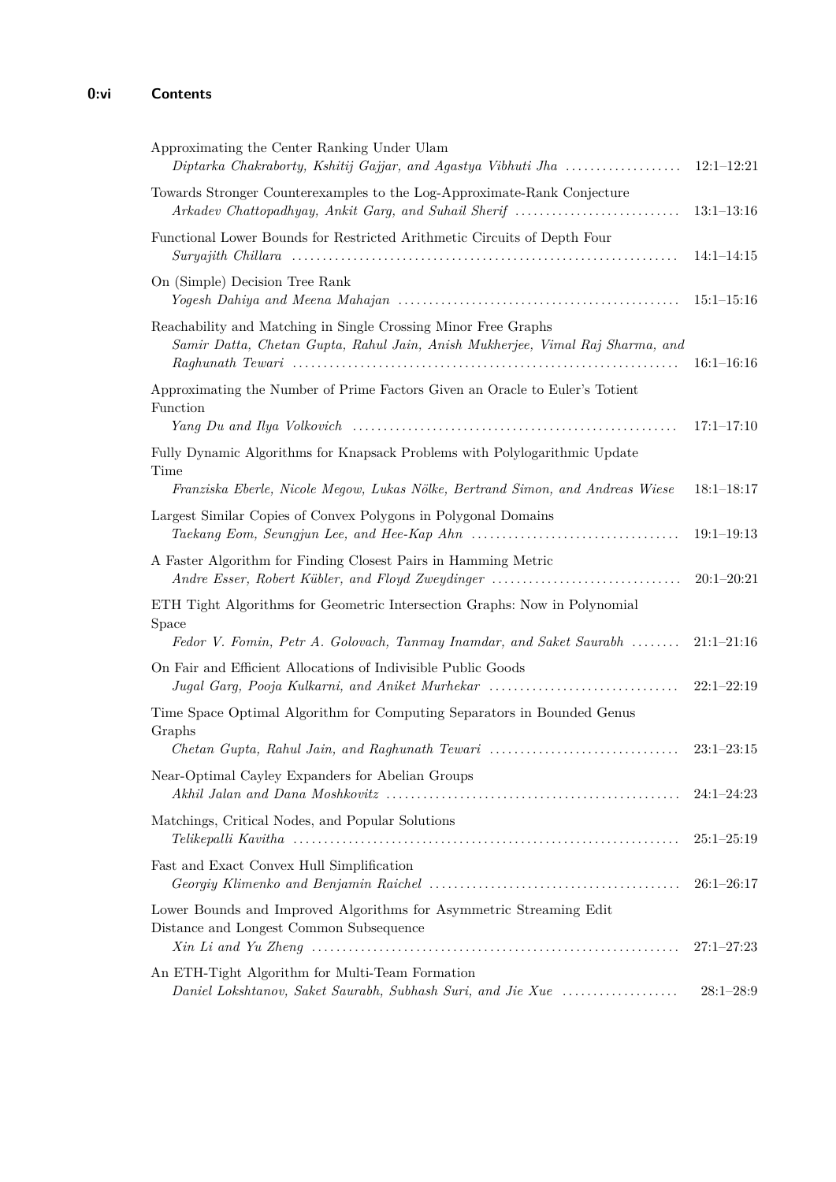Approximating the Center Ranking Under Ulam
*Diptarka Chakraborty, Kshitij Gajjar, and Agastya Vibhuti Jha* ... 12:1–12:21

Towards Stronger Counterexamples to the Log-Approximate-Rank Conjecture
*Arkadev Chattopadhyay, Ankit Garg, and Suhail Sherif* ... 13:1–13:16

Functional Lower Bounds for Restricted Arithmetic Circuits of Depth Four
*Suryajith Chillara* ... 14:1–14:15

On (Simple) Decision Tree Rank
*Yogesh Dahiya and Meena Mahajan* ... 15:1–15:16

Reachability and Matching in Single Crossing Minor Free Graphs
*Samir Datta, Chetan Gupta, Rahul Jain, Anish Mukherjee, Vimal Raj Sharma, and Raghunath Tewari* ... 16:1–16:16

Approximating the Number of Prime Factors Given an Oracle to Euler's Totient Function
*Yang Du and Ilya Volkovich* ... 17:1–17:10

Fully Dynamic Algorithms for Knapsack Problems with Polylogarithmic Update Time
*Franziska Eberle, Nicole Megow, Lukas Nölke, Bertrand Simon, and Andreas Wiese* 18:1–18:17

Largest Similar Copies of Convex Polygons in Polygonal Domains
*Taekang Eom, Seungjun Lee, and Hee-Kap Ahn* ... 19:1–19:13

A Faster Algorithm for Finding Closest Pairs in Hamming Metric
*Andre Esser, Robert Kübler, and Floyd Zweydinger* ... 20:1–20:21

ETH Tight Algorithms for Geometric Intersection Graphs: Now in Polynomial Space
*Fedor V. Fomin, Petr A. Golovach, Tanmay Inamdar, and Saket Saurabh* ... 21:1–21:16

On Fair and Efficient Allocations of Indivisible Public Goods
*Jugal Garg, Pooja Kulkarni, and Aniket Murhekar* ... 22:1–22:19

Time Space Optimal Algorithm for Computing Separators in Bounded Genus Graphs
*Chetan Gupta, Rahul Jain, and Raghunath Tewari* ... 23:1–23:15

Near-Optimal Cayley Expanders for Abelian Groups
*Akhil Jalan and Dana Moshkovitz* ... 24:1–24:23

Matchings, Critical Nodes, and Popular Solutions
*Telikepalli Kavitha* ... 25:1–25:19

Fast and Exact Convex Hull Simplification
*Georgiy Klimenko and Benjamin Raichel* ... 26:1–26:17

Lower Bounds and Improved Algorithms for Asymmetric Streaming Edit Distance and Longest Common Subsequence
*Xin Li and Yu Zheng* ... 27:1–27:23

An ETH-Tight Algorithm for Multi-Team Formation
*Daniel Lokshtanov, Saket Saurabh, Subhash Suri, and Jie Xue* ... 28:1–28:9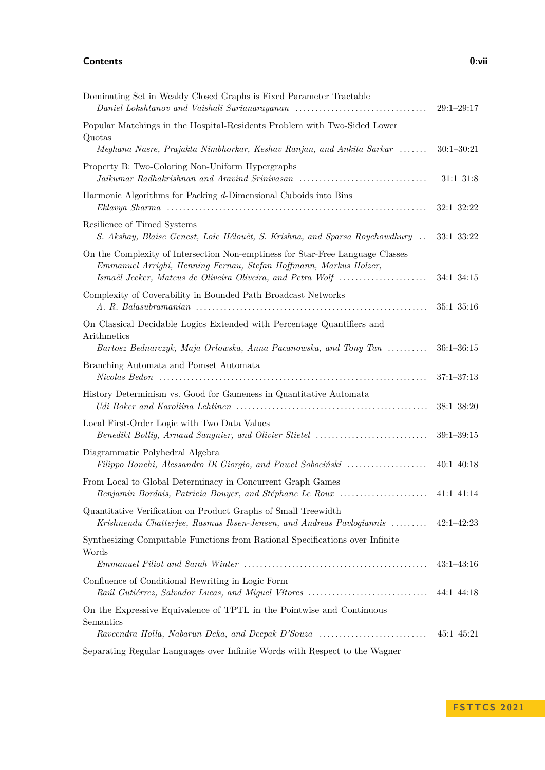Dominating Set in Weakly Closed Graphs is Fixed Parameter Tractable
*Daniel Lokshtanov and Vaishali Surianarayanan* ........ 29:1–29:17

Popular Matchings in the Hospital-Residents Problem with Two-Sided Lower Quotas
*Meghana Nasre, Prajakta Nimbhorkar, Keshav Ranjan, and Ankita Sarkar* ........ 30:1–30:21

Property B: Two-Coloring Non-Uniform Hypergraphs
*Jaikumar Radhakrishnan and Aravind Srinivasan* ........ 31:1–31:8

Harmonic Algorithms for Packing $d$-Dimensional Cuboids into Bins
*Eklavya Sharma* ........ 32:1–32:22

Resilience of Timed Systems
*S. Akshay, Blaise Genest, Loïc Hélouët, S. Krishna, and Sparsa Roychowdhury* ........ 33:1–33:22

On the Complexity of Intersection Non-emptiness for Star-Free Language Classes
*Emmanuel Arrighi, Henning Fernau, Stefan Hoffmann, Markus Holzer, Ismaël Jecker, Mateus de Oliveira Oliveira, and Petra Wolf* ........ 34:1–34:15

Complexity of Coverability in Bounded Path Broadcast Networks
*A. R. Balasubramanian* ........ 35:1–35:16

On Classical Decidable Logics Extended with Percentage Quantifiers and Arithmetics
*Bartosz Bednarczyk, Maja Orłowska, Anna Pacanowska, and Tony Tan* ........ 36:1–36:15

Branching Automata and Pomset Automata
*Nicolas Bedon* ........ 37:1–37:13

History Determinism vs. Good for Gameness in Quantitative Automata
*Udi Boker and Karoliina Lehtinen* ........ 38:1–38:20

Local First-Order Logic with Two Data Values
*Benedikt Bollig, Arnaud Sangnier, and Olivier Stietel* ........ 39:1–39:15

Diagrammatic Polyhedral Algebra
*Filippo Bonchi, Alessandro Di Giorgio, and Paweł Sobociński* ........ 40:1–40:18

From Local to Global Determinacy in Concurrent Graph Games
*Benjamin Bordais, Patricia Bouyer, and Stéphane Le Roux* ........ 41:1–41:14

Quantitative Verification on Product Graphs of Small Treewidth
*Krishnendu Chatterjee, Rasmus Ibsen-Jensen, and Andreas Pavlogiannis* ........ 42:1–42:23

Synthesizing Computable Functions from Rational Specifications over Infinite Words
*Emmanuel Filiot and Sarah Winter* ........ 43:1–43:16

Confluence of Conditional Rewriting in Logic Form
*Raúl Gutiérrez, Salvador Lucas, and Miguel Vítores* ........ 44:1–44:18

On the Expressive Equivalence of TPTL in the Pointwise and Continuous Semantics
*Raveendra Holla, Nabarun Deka, and Deepak D'Souza* ........ 45:1–45:21

Separating Regular Languages over Infinite Words with Respect to the Wagner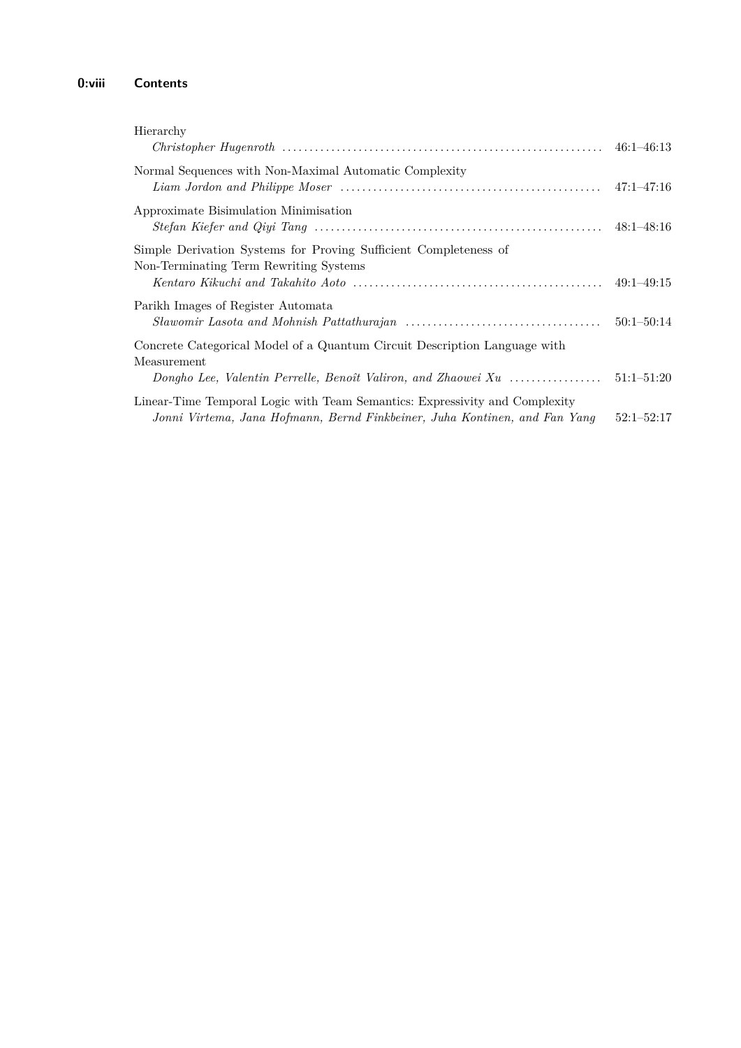Hierarchy
*Christopher Hugenroth* ........................................................... 46:1–46:13

Normal Sequences with Non-Maximal Automatic Complexity
*Liam Jordon and Philippe Moser* ................................................ 47:1–47:16

Approximate Bisimulation Minimisation
*Stefan Kiefer and Qiyi Tang* ..................................................... 48:1–48:16

Simple Derivation Systems for Proving Sufficient Completeness of Non-Terminating Term Rewriting Systems
*Kentaro Kikuchi and Takahito Aoto* ............................................. 49:1–49:15

Parikh Images of Register Automata
*Sławomir Lasota and Mohnish Pattathurajan* .................................... 50:1–50:14

Concrete Categorical Model of a Quantum Circuit Description Language with Measurement
*Dongho Lee, Valentin Perrelle, Benoît Valiron, and Zhaowei Xu* ................. 51:1–51:20

Linear-Time Temporal Logic with Team Semantics: Expressivity and Complexity
*Jonni Virtema, Jana Hofmann, Bernd Finkbeiner, Juha Kontinen, and Fan Yang* 52:1–52:17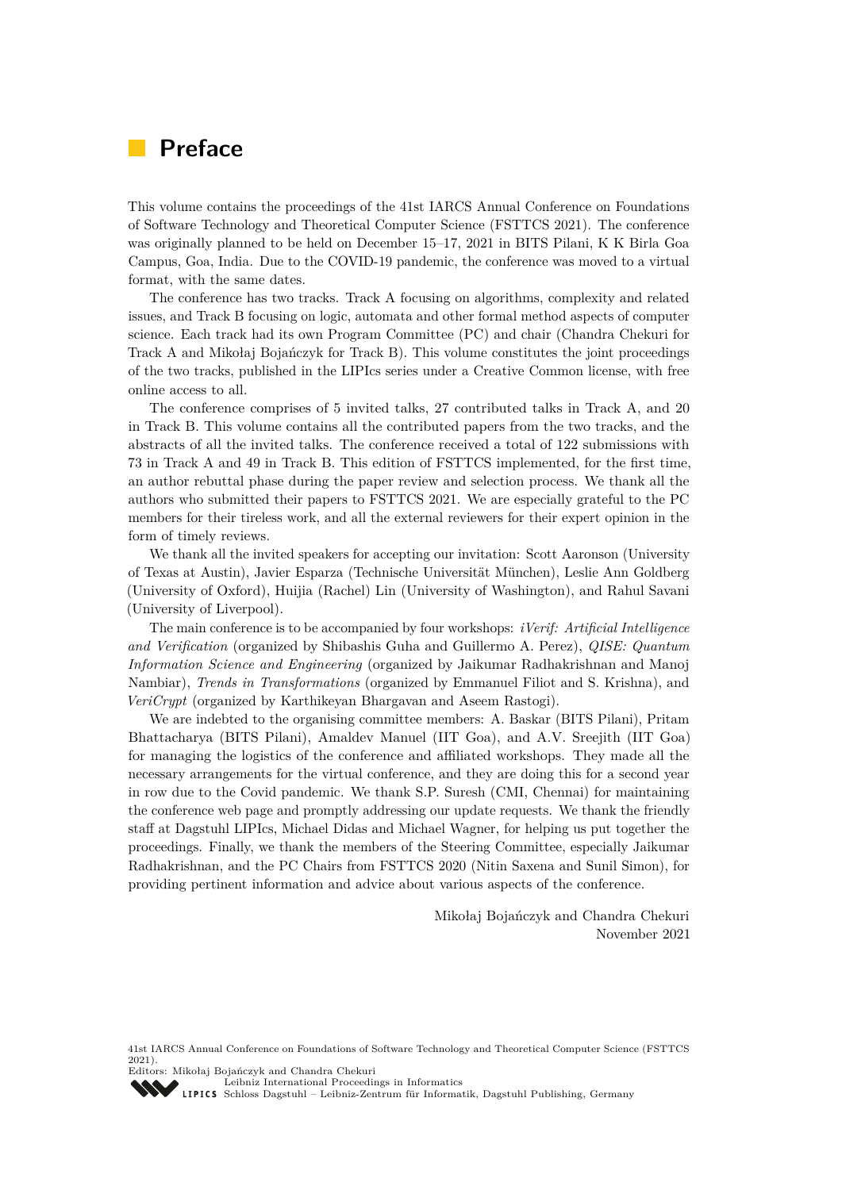# Preface

This volume contains the proceedings of the 41st IARCS Annual Conference on Foundations of Software Technology and Theoretical Computer Science (FSTTCS 2021). The conference was originally planned to be held on December 15–17, 2021 in BITS Pilani, K K Birla Goa Campus, Goa, India. Due to the COVID-19 pandemic, the conference was moved to a virtual format, with the same dates.

The conference has two tracks. Track A focusing on algorithms, complexity and related issues, and Track B focusing on logic, automata and other formal method aspects of computer science. Each track had its own Program Committee (PC) and chair (Chandra Chekuri for Track A and Mikołaj Bojańczyk for Track B). This volume constitutes the joint proceedings of the two tracks, published in the LIPIcs series under a Creative Common license, with free online access to all.

The conference comprises of 5 invited talks, 27 contributed talks in Track A, and 20 in Track B. This volume contains all the contributed papers from the two tracks, and the abstracts of all the invited talks. The conference received a total of 122 submissions with 73 in Track A and 49 in Track B. This edition of FSTTCS implemented, for the first time, an author rebuttal phase during the paper review and selection process. We thank all the authors who submitted their papers to FSTTCS 2021. We are especially grateful to the PC members for their tireless work, and all the external reviewers for their expert opinion in the form of timely reviews.

We thank all the invited speakers for accepting our invitation: Scott Aaronson (University of Texas at Austin), Javier Esparza (Technische Universität München), Leslie Ann Goldberg (University of Oxford), Huijia (Rachel) Lin (University of Washington), and Rahul Savani (University of Liverpool).

The main conference is to be accompanied by four workshops: *iVerif: Artificial Intelligence and Verification* (organized by Shibashis Guha and Guillermo A. Perez), *QISE: Quantum Information Science and Engineering* (organized by Jaikumar Radhakrishnan and Manoj Nambiar), *Trends in Transformations* (organized by Emmanuel Filiot and S. Krishna), and *VeriCrypt* (organized by Karthikeyan Bhargavan and Aseem Rastogi).

We are indebted to the organising committee members: A. Baskar (BITS Pilani), Pritam Bhattacharya (BITS Pilani), Amaldev Manuel (IIT Goa), and A.V. Sreejith (IIT Goa) for managing the logistics of the conference and affiliated workshops. They made all the necessary arrangements for the virtual conference, and they are doing this for a second year in row due to the Covid pandemic. We thank S.P. Suresh (CMI, Chennai) for maintaining the conference web page and promptly addressing our update requests. We thank the friendly staff at Dagstuhl LIPIcs, Michael Didas and Michael Wagner, for helping us put together the proceedings. Finally, we thank the members of the Steering Committee, especially Jaikumar Radhakrishnan, and the PC Chairs from FSTTCS 2020 (Nitin Saxena and Sunil Simon), for providing pertinent information and advice about various aspects of the conference.

Mikołaj Bojańczyk and Chandra Chekuri
November 2021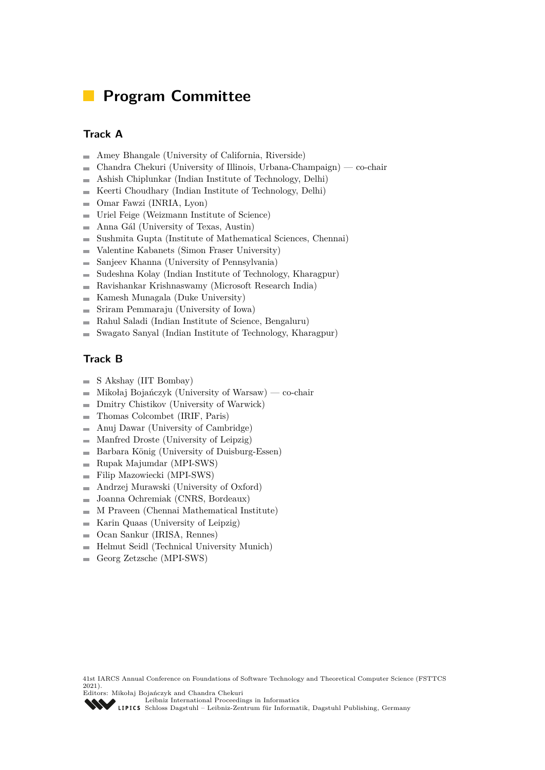# Program Committee

## Track A

- Amey Bhangale (University of California, Riverside)
- Chandra Chekuri (University of Illinois, Urbana-Champaign) — co-chair
- Ashish Chiplunkar (Indian Institute of Technology, Delhi)
- Keerti Choudhary (Indian Institute of Technology, Delhi)
- Omar Fawzi (INRIA, Lyon)
- Uriel Feige (Weizmann Institute of Science)
- Anna Gál (University of Texas, Austin)
- Sushmita Gupta (Institute of Mathematical Sciences, Chennai)
- Valentine Kabanets (Simon Fraser University)
- Sanjeev Khanna (University of Pennsylvania)
- Sudeshna Kolay (Indian Institute of Technology, Kharagpur)
- Ravishankar Krishnaswamy (Microsoft Research India)
- Kamesh Munagala (Duke University)
- Sriram Pemmaraju (University of Iowa)
- Rahul Saladi (Indian Institute of Science, Bengaluru)
- Swagato Sanyal (Indian Institute of Technology, Kharagpur)

## Track B

- S Akshay (IIT Bombay)
- Mikołaj Bojańczyk (University of Warsaw) — co-chair
- Dmitry Chistikov (University of Warwick)
- Thomas Colcombet (IRIF, Paris)
- Anuj Dawar (University of Cambridge)
- Manfred Droste (University of Leipzig)
- Barbara König (University of Duisburg-Essen)
- Rupak Majumdar (MPI-SWS)
- Filip Mazowiecki (MPI-SWS)
- Andrzej Murawski (University of Oxford)
- Joanna Ochremiak (CNRS, Bordeaux)
- M Praveen (Chennai Mathematical Institute)
- Karin Quaas (University of Leipzig)
- Ocan Sankur (IRISA, Rennes)
- Helmut Seidl (Technical University Munich)
- Georg Zetzsche (MPI-SWS)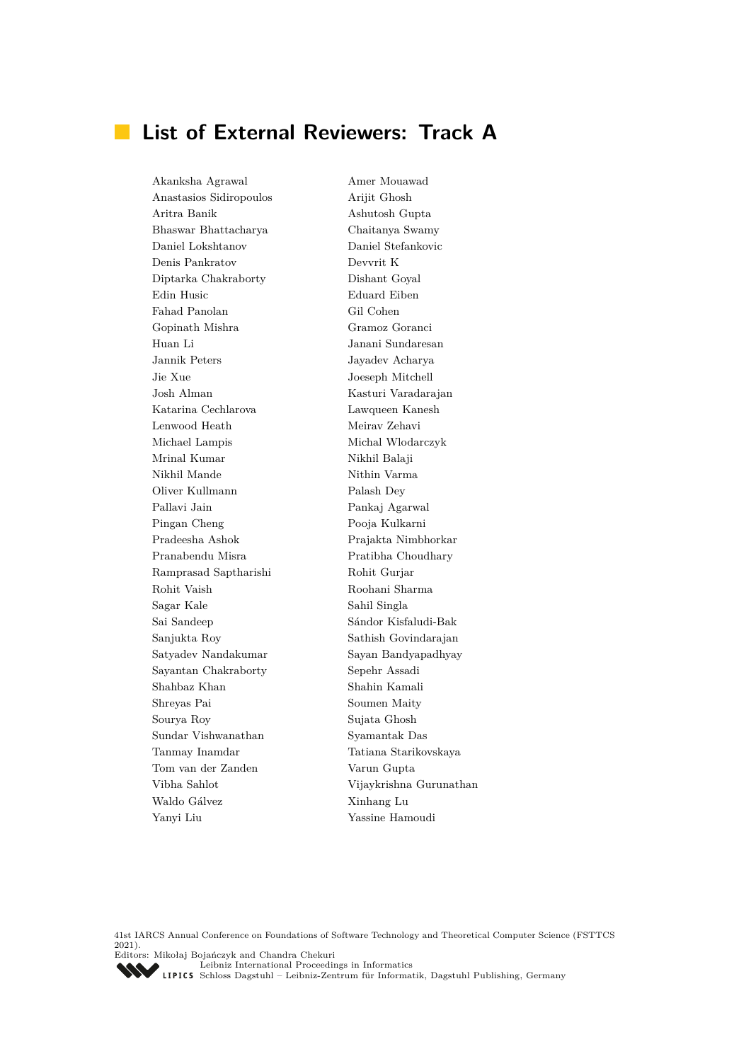## List of External Reviewers: Track A

Akanksha Agrawal
Amer Mouawad
Anastasios Sidiropoulos
Arijit Ghosh
Aritra Banik
Ashutosh Gupta
Bhaswar Bhattacharya
Chaitanya Swamy
Daniel Lokshtanov
Daniel Stefankovic
Denis Pankratov
Devvrit K
Diptarka Chakraborty
Dishant Goyal
Edin Husic
Eduard Eiben
Fahad Panolan
Gil Cohen
Gopinath Mishra
Gramoz Goranci
Huan Li
Janani Sundaresan
Jannik Peters
Jayadev Acharya
Jie Xue
Joeseph Mitchell
Josh Alman
Kasturi Varadarajan
Katarina Cechlarova
Lawqueen Kanesh
Lenwood Heath
Meirav Zehavi
Michael Lampis
Michal Wlodarczyk
Mrinal Kumar
Nikhil Balaji
Nikhil Mande
Nithin Varma
Oliver Kullmann
Palash Dey
Pallavi Jain
Pankaj Agarwal
Pingan Cheng
Pooja Kulkarni
Pradeesha Ashok
Prajakta Nimbhorkar
Pranabendu Misra
Pratibha Choudhary
Ramprasad Saptharishi
Rohit Gurjar
Rohit Vaish
Roohani Sharma
Sagar Kale
Sahil Singla
Sai Sandeep
Sándor Kisfaludi-Bak
Sanjukta Roy
Sathish Govindarajan
Satyadev Nandakumar
Sayan Bandyapadhyay
Sayantan Chakraborty
Sepehr Assadi
Shahbaz Khan
Shahin Kamali
Shreyas Pai
Soumen Maity
Sourya Roy
Sujata Ghosh
Sundar Vishwanathan
Syamantak Das
Tanmay Inamdar
Tatiana Starikovskaya
Tom van der Zanden
Varun Gupta
Vibha Sahlot
Vijaykrishna Gurunathan
Waldo Gálvez
Xinhang Lu
Yanyi Liu
Yassine Hamoudi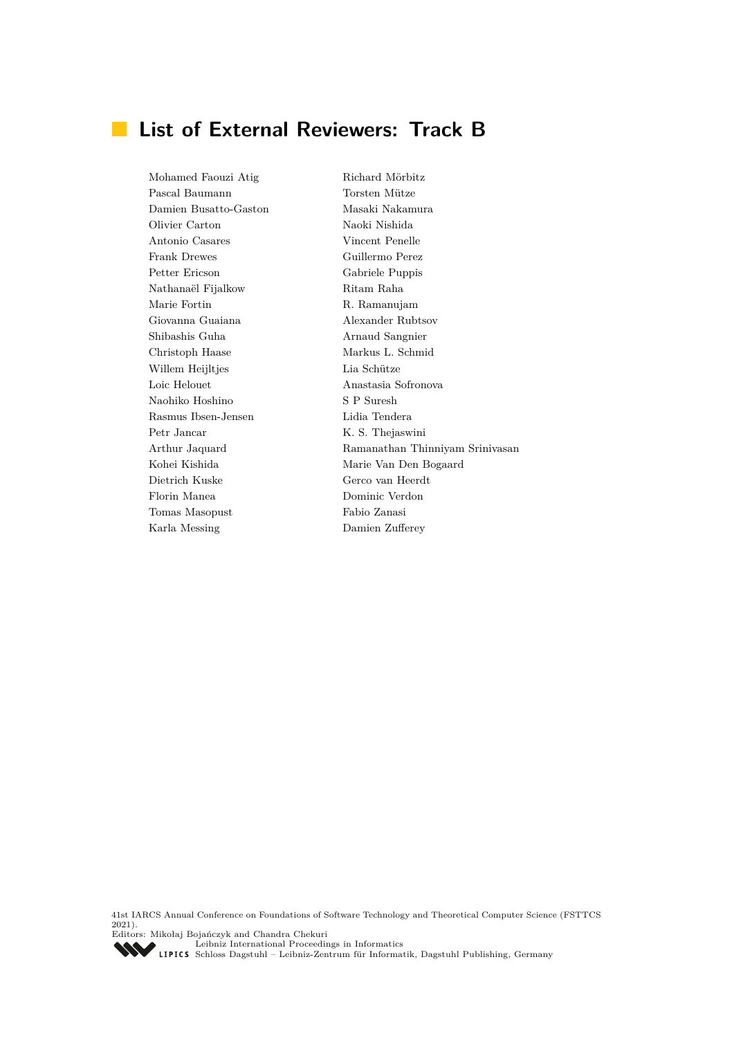# List of External Reviewers: Track B

Mohamed Faouzi Atig
Pascal Baumann
Damien Busatto-Gaston
Olivier Carton
Antonio Casares
Frank Drewes
Petter Ericson
Nathanaël Fijalkow
Marie Fortin
Giovanna Guaiana
Shibashis Guha
Christoph Haase
Willem Heijltjes
Loic Helouet
Naohiko Hoshino
Rasmus Ibsen-Jensen
Petr Jancar
Arthur Jaquard
Kohei Kishida
Dietrich Kuske
Florin Manea
Tomas Masopust
Karla Messing
Richard Mörbitz
Torsten Mütze
Masaki Nakamura
Naoki Nishida
Vincent Penelle
Guillermo Perez
Gabriele Puppis
Ritam Raha
R. Ramanujam
Alexander Rubtsov
Arnaud Sangnier
Markus L. Schmid
Lia Schütze
Anastasia Sofronova
S P Suresh
Lidia Tendera
K. S. Thejaswini
Ramanathan Thinniyam Srinivasan
Marie Van Den Bogaard
Gerco van Heerdt
Dominic Verdon
Fabio Zanasi
Damien Zufferey